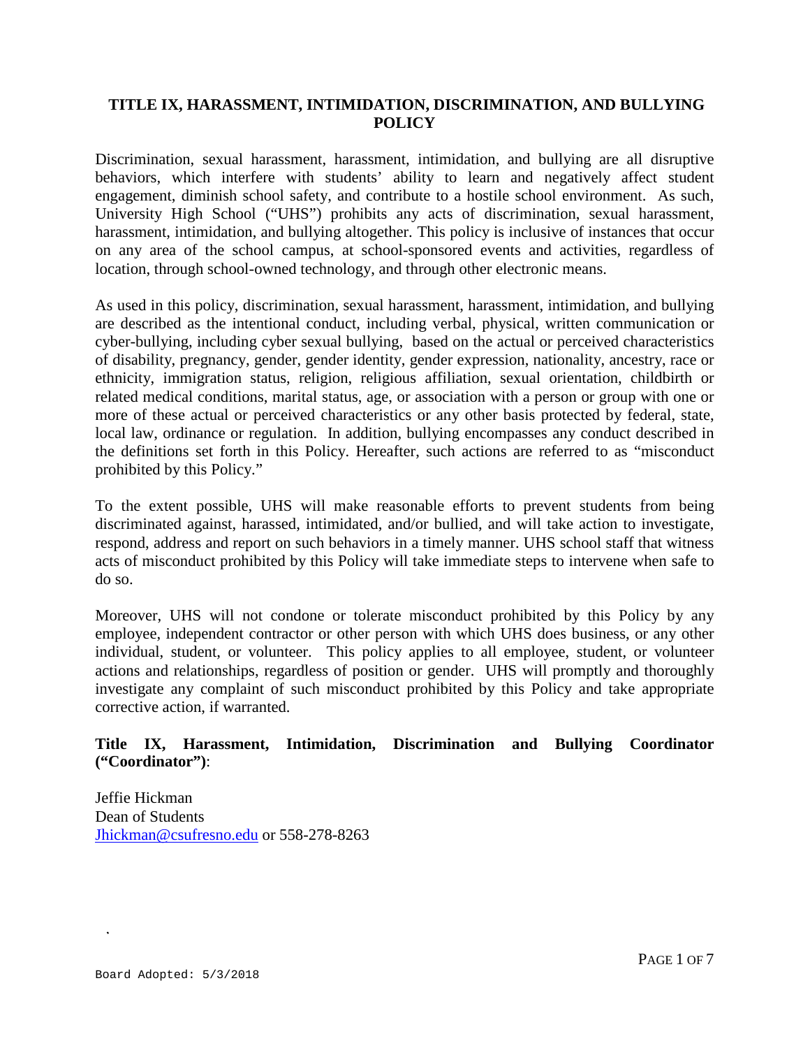# TITLE IX, HARASSMENT, INTIMIDATION, DISCRIMINATION, AND BULLYING POLICY

Discrimination, sexual harassment, harassment, intimidation, and bullying are all disruptive behaviors, which interfere with students' ability to learn and negatively affect student engagement, diminish school safety, and contribute to a hostile school environment. As such, University High School ("UHS") prohibits any acts of discrimination, sexual harassment, harassment, intimidation, and bullying altogether. This policy is inclusive of instances that occur on any area of the school campus, at school-sponsored events and activities, regardless of location, through school-owned technology, and through other electronic means.

As used in this policy, discrimination, sexual harassment, harassment, intimidation, and bullying are described as the intentional conduct, including verbal, physical, written communication or cyber-bullying, including cyber sexual bullying, based on the actual or perceived characteristics of disability, pregnancy, gender, gender identity, gender expression, nationality, ancestry, race or ethnicity, immigration status, religion, religious affiliation, sexual orientation, childbirth or related medical conditions, marital status, age, or association with a person or group with one or more of these actual or perceived characteristics or any other basis protected by federal, state, local law, ordinance or regulation. In addition, bullying encompasses any conduct described in the definitions set forth in this Policy. Hereafter, such actions are referred to as "misconduct prohibited by this Policy."

To the extent possible, UHS will make reasonable efforts to prevent students from being discriminated against, harassed, intimidated, and/or bullied, and will take action to investigate, respond, address and report on such behaviors in a timely manner. UHS school staff that witness acts of misconduct prohibited by this Policy will take immediate steps to intervene when safe to do so.

Moreover, UHS will not condone or tolerate misconduct prohibited by this Policy by any employee, independent contractor or other person with which UHS does business, or any other individual, student, or volunteer. This policy applies to all employee, student, or volunteer actions and relationships, regardless of position or gender. UHS will promptly and thoroughly investigate any complaint of such misconduct prohibited by this Policy and take appropriate corrective action, if warranted.

**Title IX, Harassment, Intimidation, Discrimination and Bullying Coordinator ("Coordinator")**:

Jeffie Hickman
Dean of Students
Jhickman@csufresno.edu or 558-278-8263

Board Adopted: 5/3/2018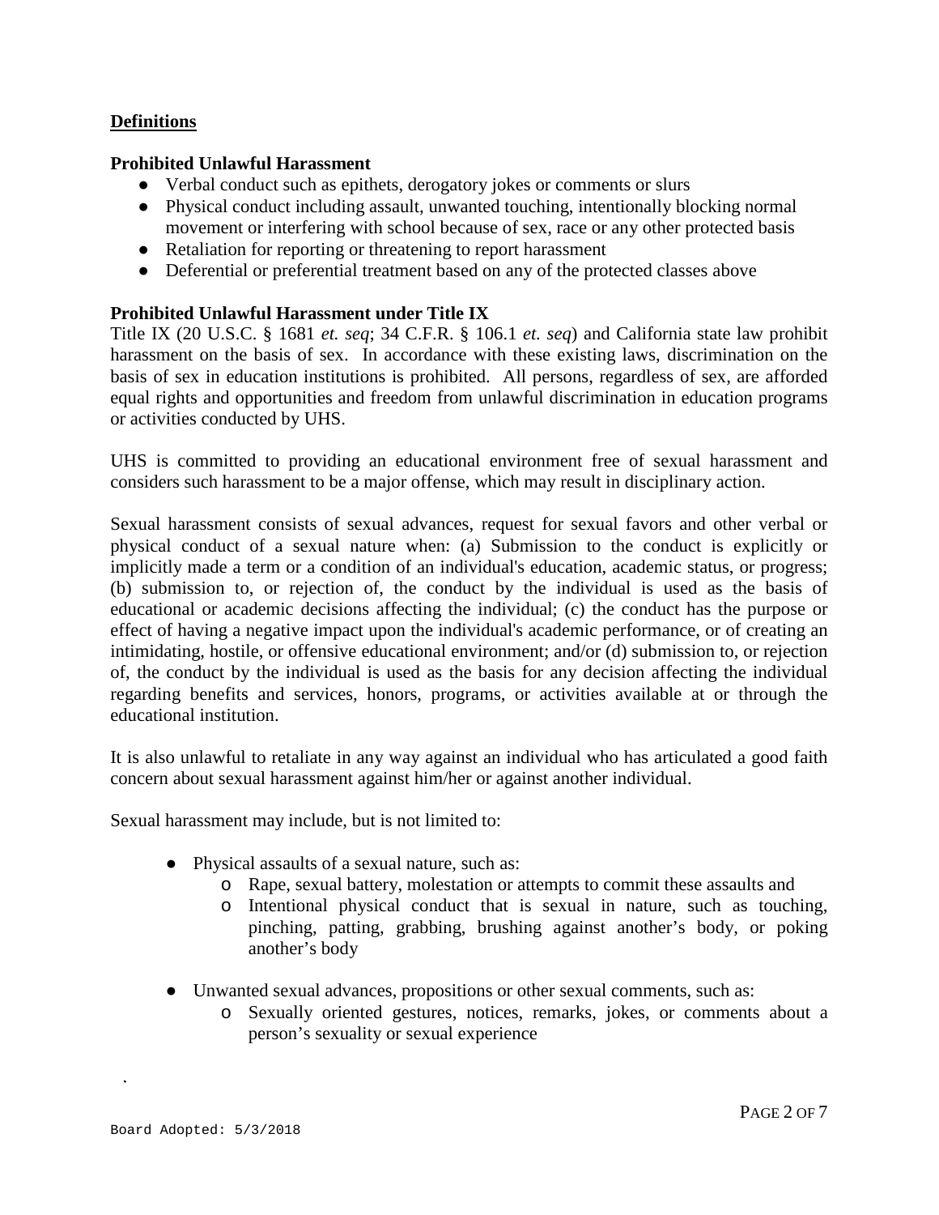## Definitions

### Prohibited Unlawful Harassment

- Verbal conduct such as epithets, derogatory jokes or comments or slurs
- Physical conduct including assault, unwanted touching, intentionally blocking normal movement or interfering with school because of sex, race or any other protected basis
- Retaliation for reporting or threatening to report harassment
- Deferential or preferential treatment based on any of the protected classes above

### Prohibited Unlawful Harassment under Title IX

Title IX (20 U.S.C. § 1681 *et. seq*; 34 C.F.R. § 106.1 *et. seq*) and California state law prohibit harassment on the basis of sex. In accordance with these existing laws, discrimination on the basis of sex in education institutions is prohibited. All persons, regardless of sex, are afforded equal rights and opportunities and freedom from unlawful discrimination in education programs or activities conducted by UHS.

UHS is committed to providing an educational environment free of sexual harassment and considers such harassment to be a major offense, which may result in disciplinary action.

Sexual harassment consists of sexual advances, request for sexual favors and other verbal or physical conduct of a sexual nature when: (a) Submission to the conduct is explicitly or implicitly made a term or a condition of an individual's education, academic status, or progress; (b) submission to, or rejection of, the conduct by the individual is used as the basis of educational or academic decisions affecting the individual; (c) the conduct has the purpose or effect of having a negative impact upon the individual's academic performance, or of creating an intimidating, hostile, or offensive educational environment; and/or (d) submission to, or rejection of, the conduct by the individual is used as the basis for any decision affecting the individual regarding benefits and services, honors, programs, or activities available at or through the educational institution.

It is also unlawful to retaliate in any way against an individual who has articulated a good faith concern about sexual harassment against him/her or against another individual.

Sexual harassment may include, but is not limited to:

- Physical assaults of a sexual nature, such as:
  - Rape, sexual battery, molestation or attempts to commit these assaults and
  - Intentional physical conduct that is sexual in nature, such as touching, pinching, patting, grabbing, brushing against another's body, or poking another's body
- Unwanted sexual advances, propositions or other sexual comments, such as:
  - Sexually oriented gestures, notices, remarks, jokes, or comments about a person's sexuality or sexual experience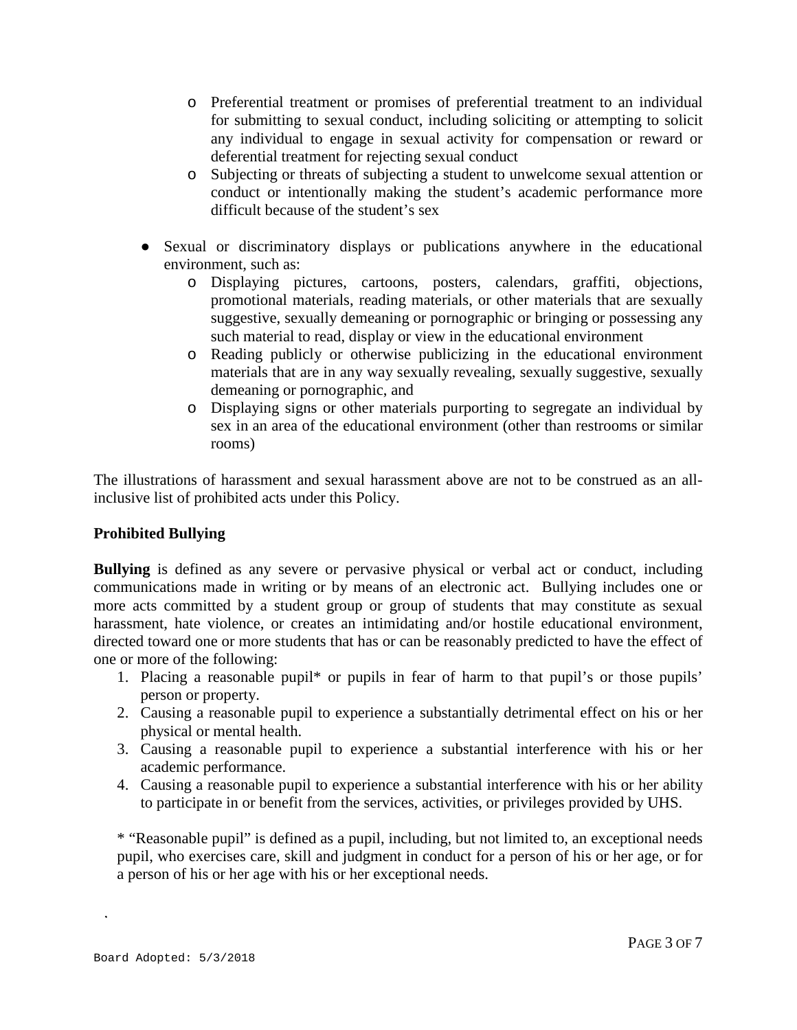- Preferential treatment or promises of preferential treatment to an individual for submitting to sexual conduct, including soliciting or attempting to solicit any individual to engage in sexual activity for compensation or reward or deferential treatment for rejecting sexual conduct
    - Subjecting or threats of subjecting a student to unwelcome sexual attention or conduct or intentionally making the student's academic performance more difficult because of the student's sex

- Sexual or discriminatory displays or publications anywhere in the educational environment, such as:
    - Displaying pictures, cartoons, posters, calendars, graffiti, objections, promotional materials, reading materials, or other materials that are sexually suggestive, sexually demeaning or pornographic or bringing or possessing any such material to read, display or view in the educational environment
    - Reading publicly or otherwise publicizing in the educational environment materials that are in any way sexually revealing, sexually suggestive, sexually demeaning or pornographic, and
    - Displaying signs or other materials purporting to segregate an individual by sex in an area of the educational environment (other than restrooms or similar rooms)

The illustrations of harassment and sexual harassment above are not to be construed as an all-inclusive list of prohibited acts under this Policy.

**Prohibited Bullying**

**Bullying** is defined as any severe or pervasive physical or verbal act or conduct, including communications made in writing or by means of an electronic act. Bullying includes one or more acts committed by a student group or group of students that may constitute as sexual harassment, hate violence, or creates an intimidating and/or hostile educational environment, directed toward one or more students that has or can be reasonably predicted to have the effect of one or more of the following:

1. Placing a reasonable pupil* or pupils in fear of harm to that pupil's or those pupils' person or property.
2. Causing a reasonable pupil to experience a substantially detrimental effect on his or her physical or mental health.
3. Causing a reasonable pupil to experience a substantial interference with his or her academic performance.
4. Causing a reasonable pupil to experience a substantial interference with his or her ability to participate in or benefit from the services, activities, or privileges provided by UHS.

* "Reasonable pupil" is defined as a pupil, including, but not limited to, an exceptional needs pupil, who exercises care, skill and judgment in conduct for a person of his or her age, or for a person of his or her age with his or her exceptional needs.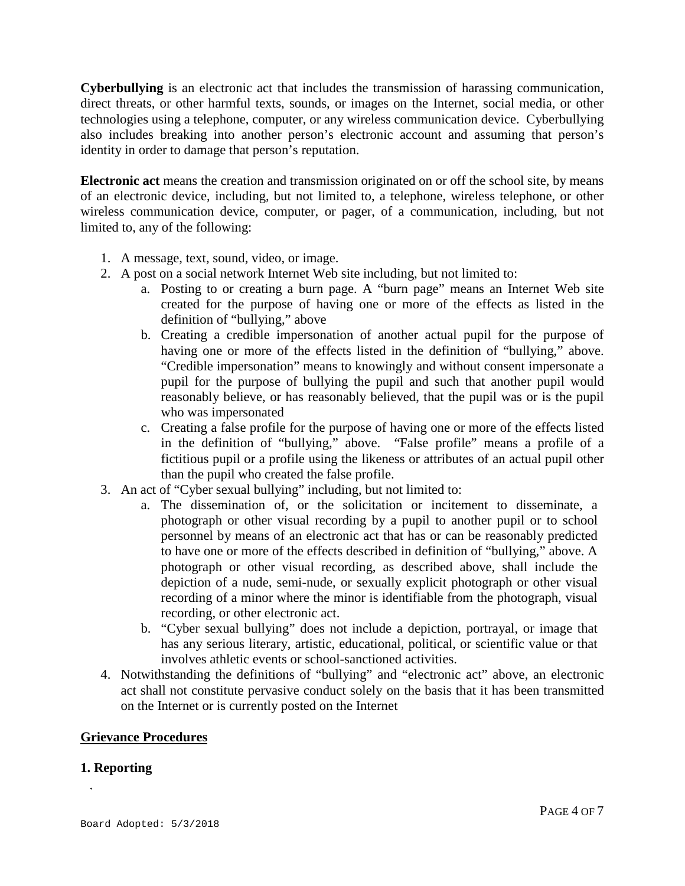**Cyberbullying** is an electronic act that includes the transmission of harassing communication, direct threats, or other harmful texts, sounds, or images on the Internet, social media, or other technologies using a telephone, computer, or any wireless communication device. Cyberbullying also includes breaking into another person's electronic account and assuming that person's identity in order to damage that person's reputation.

**Electronic act** means the creation and transmission originated on or off the school site, by means of an electronic device, including, but not limited to, a telephone, wireless telephone, or other wireless communication device, computer, or pager, of a communication, including, but not limited to, any of the following:

1. A message, text, sound, video, or image.
2. A post on a social network Internet Web site including, but not limited to:
    a. Posting to or creating a burn page. A "burn page" means an Internet Web site created for the purpose of having one or more of the effects as listed in the definition of "bullying," above
    b. Creating a credible impersonation of another actual pupil for the purpose of having one or more of the effects listed in the definition of "bullying," above. "Credible impersonation" means to knowingly and without consent impersonate a pupil for the purpose of bullying the pupil and such that another pupil would reasonably believe, or has reasonably believed, that the pupil was or is the pupil who was impersonated
    c. Creating a false profile for the purpose of having one or more of the effects listed in the definition of "bullying," above. "False profile" means a profile of a fictitious pupil or a profile using the likeness or attributes of an actual pupil other than the pupil who created the false profile.
3. An act of "Cyber sexual bullying" including, but not limited to:
    a. The dissemination of, or the solicitation or incitement to disseminate, a photograph or other visual recording by a pupil to another pupil or to school personnel by means of an electronic act that has or can be reasonably predicted to have one or more of the effects described in definition of "bullying," above. A photograph or other visual recording, as described above, shall include the depiction of a nude, semi-nude, or sexually explicit photograph or other visual recording of a minor where the minor is identifiable from the photograph, visual recording, or other electronic act.
    b. "Cyber sexual bullying" does not include a depiction, portrayal, or image that has any serious literary, artistic, educational, political, or scientific value or that involves athletic events or school-sanctioned activities.
4. Notwithstanding the definitions of "bullying" and "electronic act" above, an electronic act shall not constitute pervasive conduct solely on the basis that it has been transmitted on the Internet or is currently posted on the Internet

## Grievance Procedures

### 1. Reporting

Board Adopted: 5/3/2018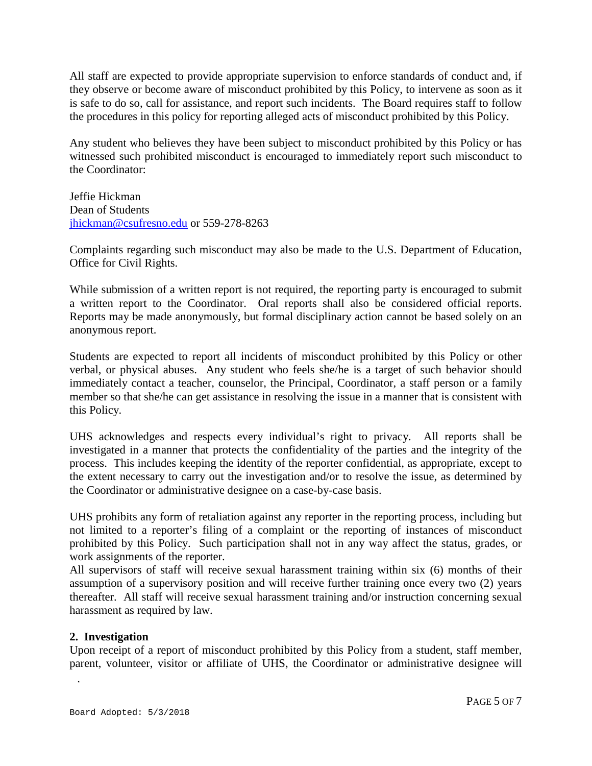All staff are expected to provide appropriate supervision to enforce standards of conduct and, if they observe or become aware of misconduct prohibited by this Policy, to intervene as soon as it is safe to do so, call for assistance, and report such incidents. The Board requires staff to follow the procedures in this policy for reporting alleged acts of misconduct prohibited by this Policy.

Any student who believes they have been subject to misconduct prohibited by this Policy or has witnessed such prohibited misconduct is encouraged to immediately report such misconduct to the Coordinator:

Jeffie Hickman
Dean of Students
jhickman@csufresno.edu or 559-278-8263

Complaints regarding such misconduct may also be made to the U.S. Department of Education, Office for Civil Rights.

While submission of a written report is not required, the reporting party is encouraged to submit a written report to the Coordinator. Oral reports shall also be considered official reports. Reports may be made anonymously, but formal disciplinary action cannot be based solely on an anonymous report.

Students are expected to report all incidents of misconduct prohibited by this Policy or other verbal, or physical abuses. Any student who feels she/he is a target of such behavior should immediately contact a teacher, counselor, the Principal, Coordinator, a staff person or a family member so that she/he can get assistance in resolving the issue in a manner that is consistent with this Policy.

UHS acknowledges and respects every individual's right to privacy. All reports shall be investigated in a manner that protects the confidentiality of the parties and the integrity of the process. This includes keeping the identity of the reporter confidential, as appropriate, except to the extent necessary to carry out the investigation and/or to resolve the issue, as determined by the Coordinator or administrative designee on a case-by-case basis.

UHS prohibits any form of retaliation against any reporter in the reporting process, including but not limited to a reporter's filing of a complaint or the reporting of instances of misconduct prohibited by this Policy. Such participation shall not in any way affect the status, grades, or work assignments of the reporter.
All supervisors of staff will receive sexual harassment training within six (6) months of their assumption of a supervisory position and will receive further training once every two (2) years thereafter. All staff will receive sexual harassment training and/or instruction concerning sexual harassment as required by law.

**2. Investigation**
Upon receipt of a report of misconduct prohibited by this Policy from a student, staff member, parent, volunteer, visitor or affiliate of UHS, the Coordinator or administrative designee will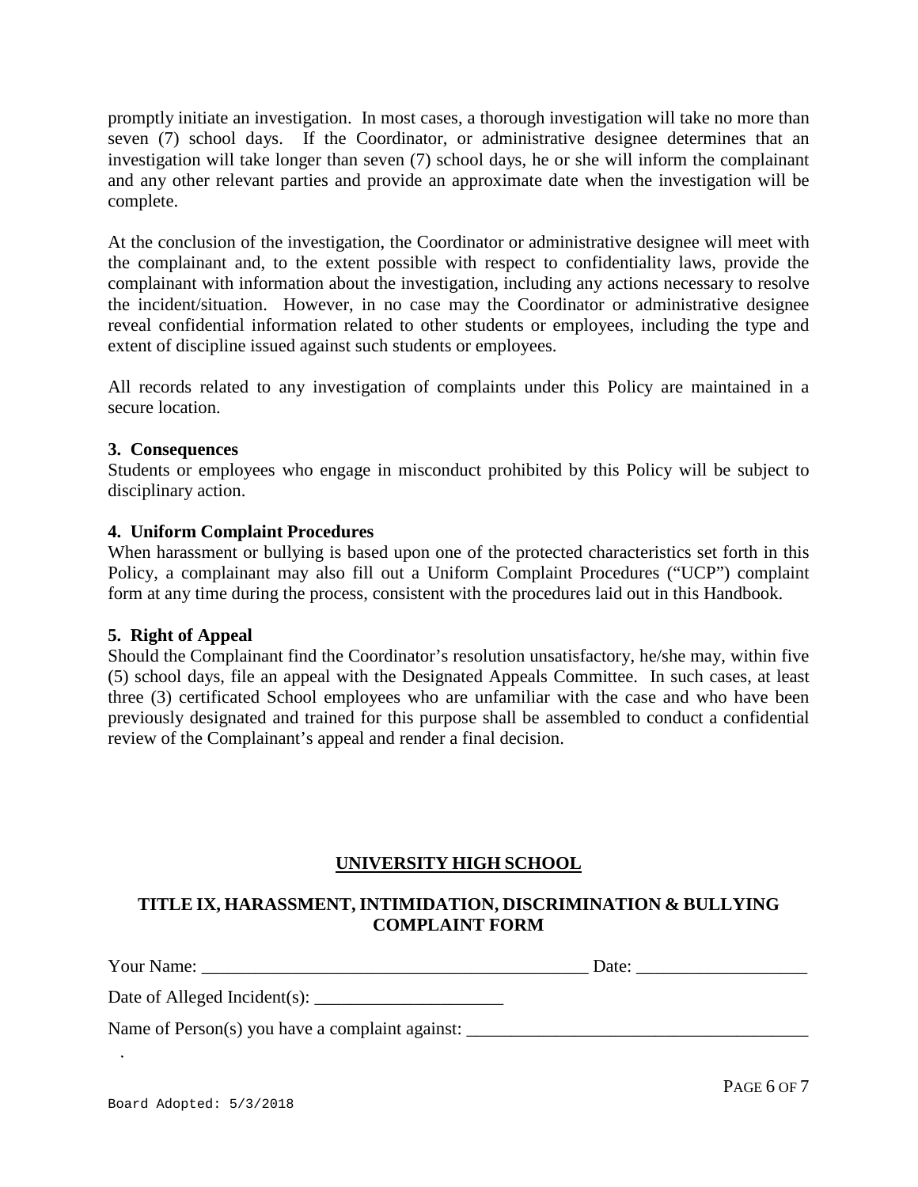promptly initiate an investigation. In most cases, a thorough investigation will take no more than seven (7) school days. If the Coordinator, or administrative designee determines that an investigation will take longer than seven (7) school days, he or she will inform the complainant and any other relevant parties and provide an approximate date when the investigation will be complete.

At the conclusion of the investigation, the Coordinator or administrative designee will meet with the complainant and, to the extent possible with respect to confidentiality laws, provide the complainant with information about the investigation, including any actions necessary to resolve the incident/situation. However, in no case may the Coordinator or administrative designee reveal confidential information related to other students or employees, including the type and extent of discipline issued against such students or employees.

All records related to any investigation of complaints under this Policy are maintained in a secure location.

**3. Consequences**

Students or employees who engage in misconduct prohibited by this Policy will be subject to disciplinary action.

**4. Uniform Complaint Procedures**

When harassment or bullying is based upon one of the protected characteristics set forth in this Policy, a complainant may also fill out a Uniform Complaint Procedures ("UCP") complaint form at any time during the process, consistent with the procedures laid out in this Handbook.

**5. Right of Appeal**

Should the Complainant find the Coordinator's resolution unsatisfactory, he/she may, within five (5) school days, file an appeal with the Designated Appeals Committee. In such cases, at least three (3) certificated School employees who are unfamiliar with the case and who have been previously designated and trained for this purpose shall be assembled to conduct a confidential review of the Complainant's appeal and render a final decision.

## UNIVERSITY HIGH SCHOOL

### TITLE IX, HARASSMENT, INTIMIDATION, DISCRIMINATION & BULLYING COMPLAINT FORM

Your Name: ___________________________________________ Date: ___________________

Date of Alleged Incident(s): _____________________

Name of Person(s) you have a complaint against: _____________________________________

Board Adopted: 5/3/2018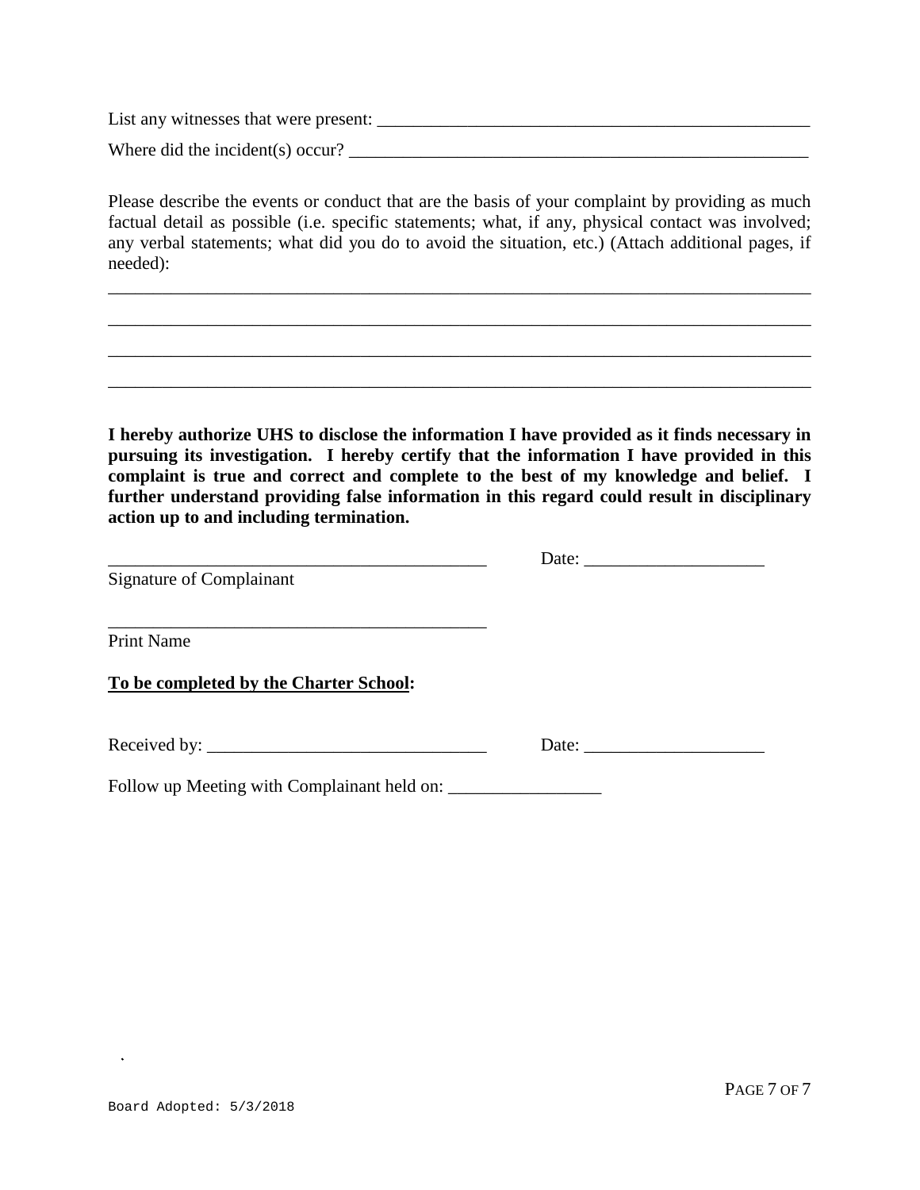List any witnesses that were present: ___________________________________________________

Where did the incident(s) occur? ______________________________________________________

Please describe the events or conduct that are the basis of your complaint by providing as much factual detail as possible (i.e. specific statements; what, if any, physical contact was involved; any verbal statements; what did you do to avoid the situation, etc.) (Attach additional pages, if needed):

_____________________________________________________________________________

_____________________________________________________________________________

_____________________________________________________________________________

_____________________________________________________________________________

**I hereby authorize UHS to disclose the information I have provided as it finds necessary in pursuing its investigation. I hereby certify that the information I have provided in this complaint is true and correct and complete to the best of my knowledge and belief. I further understand providing false information in this regard could result in disciplinary action up to and including termination.**

___________________________________________ Date: ____________________

Signature of Complainant

___________________________________________

Print Name

**<u>To be completed by the Charter School</u>:**

Received by: _______________________________ Date: ____________________

Follow up Meeting with Complainant held on: _________________

`

Board Adopted: 5/3/2018